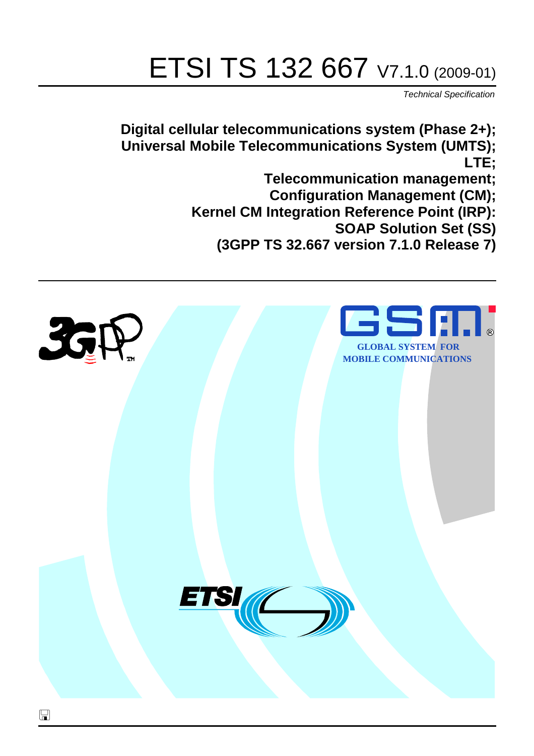# ETSI TS 132 667 V7.1.0 (2009-01)

*Technical Specification*

**Digital cellular telecommunications system (Phase 2+);**
**Universal Mobile Telecommunications System (UMTS);**
**LTE;**
**Telecommunication management;**
**Configuration Management (CM);**
**Kernel CM Integration Reference Point (IRP):**
**SOAP Solution Set (SS)**
**(3GPP TS 32.667 version 7.1.0 Release 7)**

GLOBAL SYSTEM FOR MOBILE COMMUNICATIONS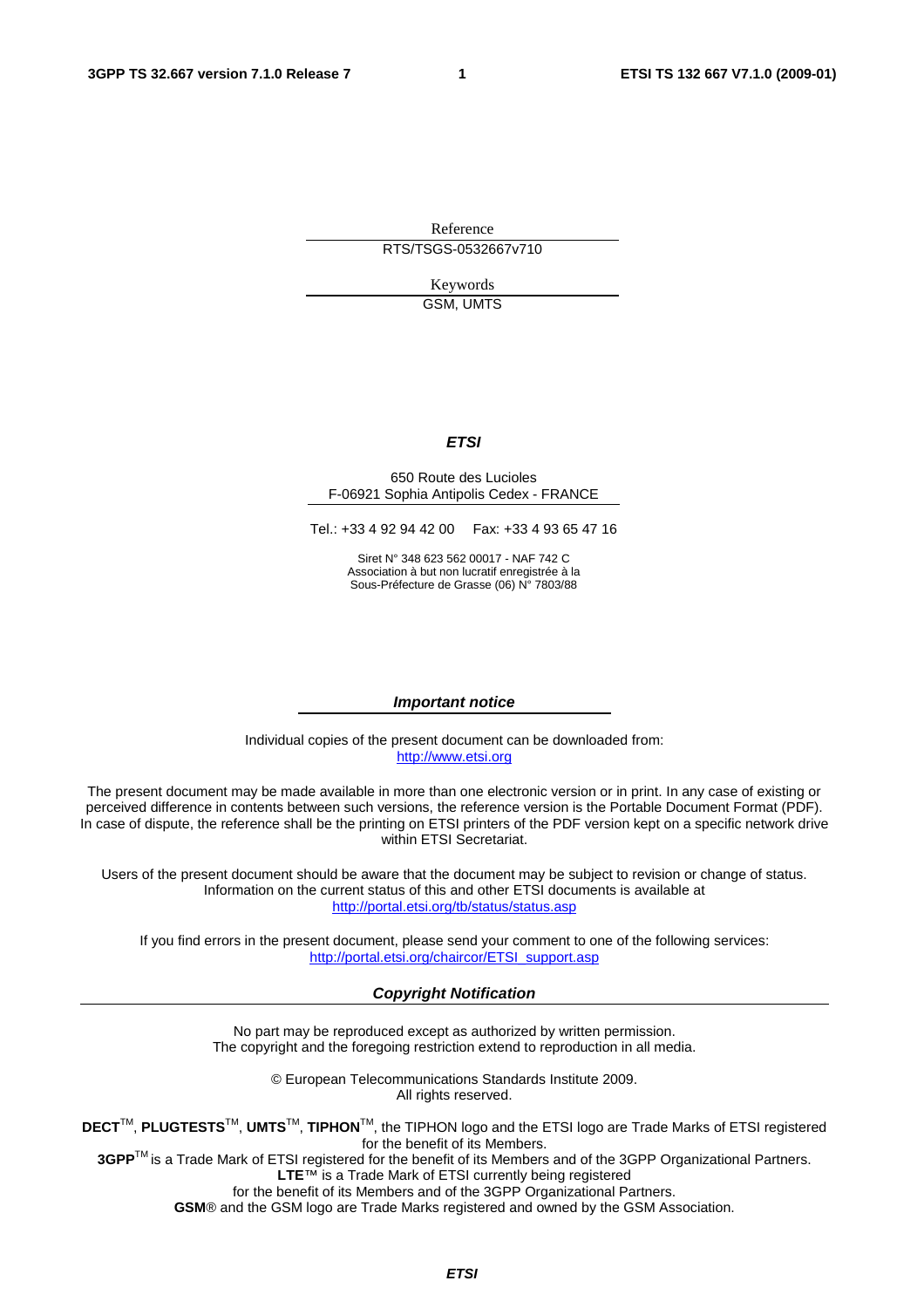Reference

RTS/TSGS-0532667v710

Keywords

GSM, UMTS

***ETSI***

650 Route des Lucioles
F-06921 Sophia Antipolis Cedex - FRANCE

Tel.: +33 4 92 94 42 00 Fax: +33 4 93 65 47 16

Siret N° 348 623 562 00017 - NAF 742 C
Association à but non lucratif enregistrée à la
Sous-Préfecture de Grasse (06) N° 7803/88

***Important notice***

Individual copies of the present document can be downloaded from:
http://www.etsi.org

The present document may be made available in more than one electronic version or in print. In any case of existing or perceived difference in contents between such versions, the reference version is the Portable Document Format (PDF). In case of dispute, the reference shall be the printing on ETSI printers of the PDF version kept on a specific network drive within ETSI Secretariat.

Users of the present document should be aware that the document may be subject to revision or change of status. Information on the current status of this and other ETSI documents is available at
http://portal.etsi.org/tb/status/status.asp

If you find errors in the present document, please send your comment to one of the following services:
http://portal.etsi.org/chaircor/ETSI_support.asp

***Copyright Notification***

No part may be reproduced except as authorized by written permission.
The copyright and the foregoing restriction extend to reproduction in all media.

© European Telecommunications Standards Institute 2009.
All rights reserved.

**DECT**TM, **PLUGTESTS**TM, **UMTS**TM, **TIPHON**TM, the TIPHON logo and the ETSI logo are Trade Marks of ETSI registered for the benefit of its Members.
**3GPP**TM is a Trade Mark of ETSI registered for the benefit of its Members and of the 3GPP Organizational Partners.
**LTE**™ is a Trade Mark of ETSI currently being registered
for the benefit of its Members and of the 3GPP Organizational Partners.
**GSM**® and the GSM logo are Trade Marks registered and owned by the GSM Association.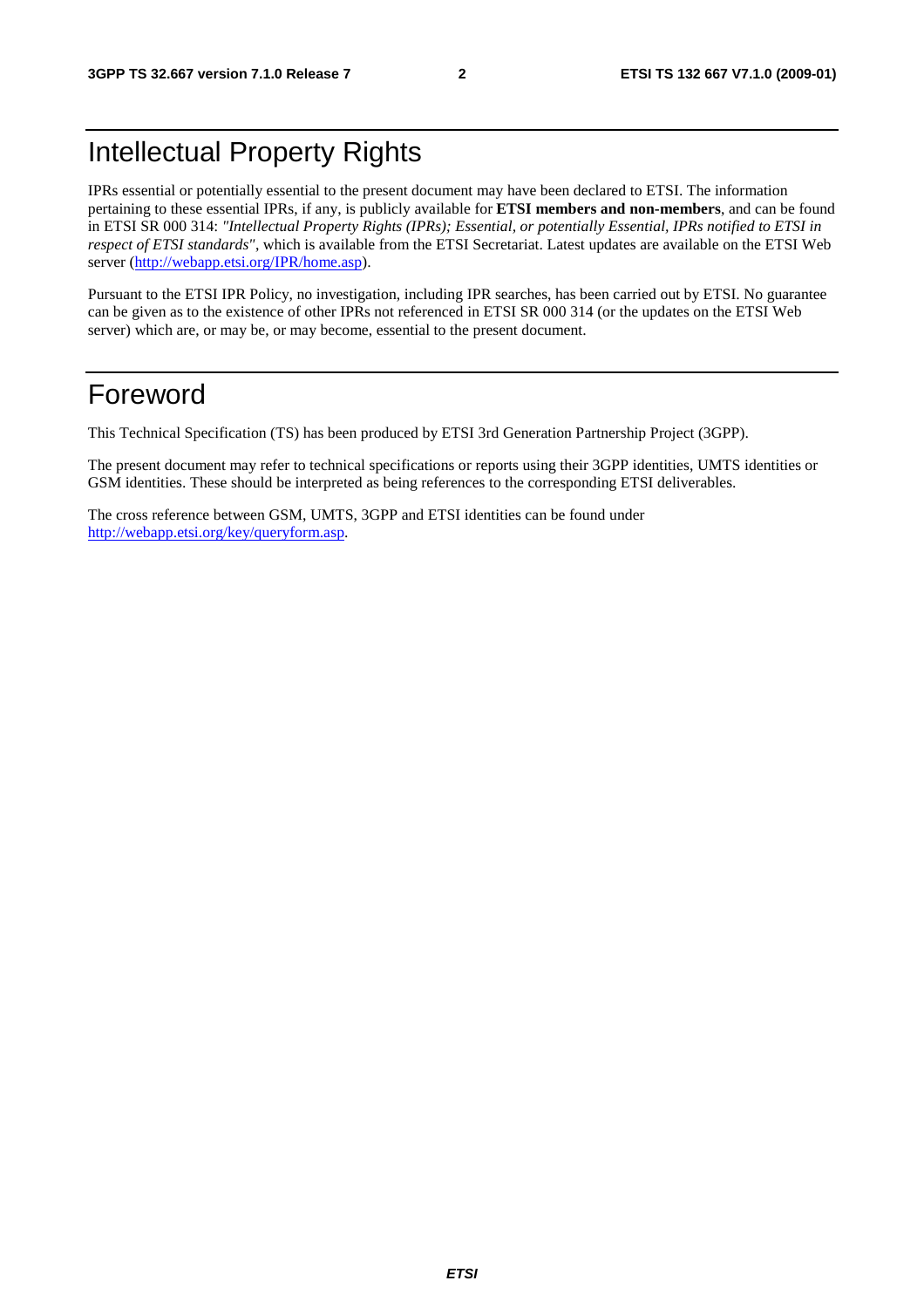# Intellectual Property Rights

IPRs essential or potentially essential to the present document may have been declared to ETSI. The information pertaining to these essential IPRs, if any, is publicly available for **ETSI members and non-members**, and can be found in ETSI SR 000 314: *"Intellectual Property Rights (IPRs); Essential, or potentially Essential, IPRs notified to ETSI in respect of ETSI standards"*, which is available from the ETSI Secretariat. Latest updates are available on the ETSI Web server (http://webapp.etsi.org/IPR/home.asp).

Pursuant to the ETSI IPR Policy, no investigation, including IPR searches, has been carried out by ETSI. No guarantee can be given as to the existence of other IPRs not referenced in ETSI SR 000 314 (or the updates on the ETSI Web server) which are, or may be, or may become, essential to the present document.

# Foreword

This Technical Specification (TS) has been produced by ETSI 3rd Generation Partnership Project (3GPP).

The present document may refer to technical specifications or reports using their 3GPP identities, UMTS identities or GSM identities. These should be interpreted as being references to the corresponding ETSI deliverables.

The cross reference between GSM, UMTS, 3GPP and ETSI identities can be found under http://webapp.etsi.org/key/queryform.asp.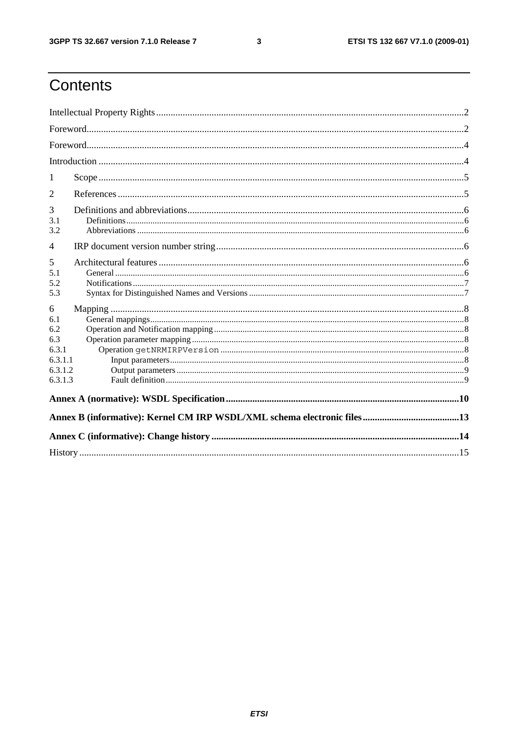# Contents

Intellectual Property Rights ..... 2

Foreword ..... 2

Foreword ..... 4

Introduction ..... 4

1 Scope ..... 5

2 References ..... 5

3 Definitions and abbreviations ..... 6

3.1 Definitions ..... 6

3.2 Abbreviations ..... 6

4 IRP document version number string ..... 6

5 Architectural features ..... 6

5.1 General ..... 6

5.2 Notifications ..... 7

5.3 Syntax for Distinguished Names and Versions ..... 7

6 Mapping ..... 8

6.1 General mappings ..... 8

6.2 Operation and Notification mapping ..... 8

6.3 Operation parameter mapping ..... 8

6.3.1 Operation `getNRMIRPVersion` ..... 8

6.3.1.1 Input parameters ..... 8

6.3.1.2 Output parameters ..... 9

6.3.1.3 Fault definition ..... 9

**Annex A (normative): WSDL Specification ..... 10**

**Annex B (informative): Kernel CM IRP WSDL/XML schema electronic files ..... 13**

**Annex C (informative): Change history ..... 14**

History ..... 15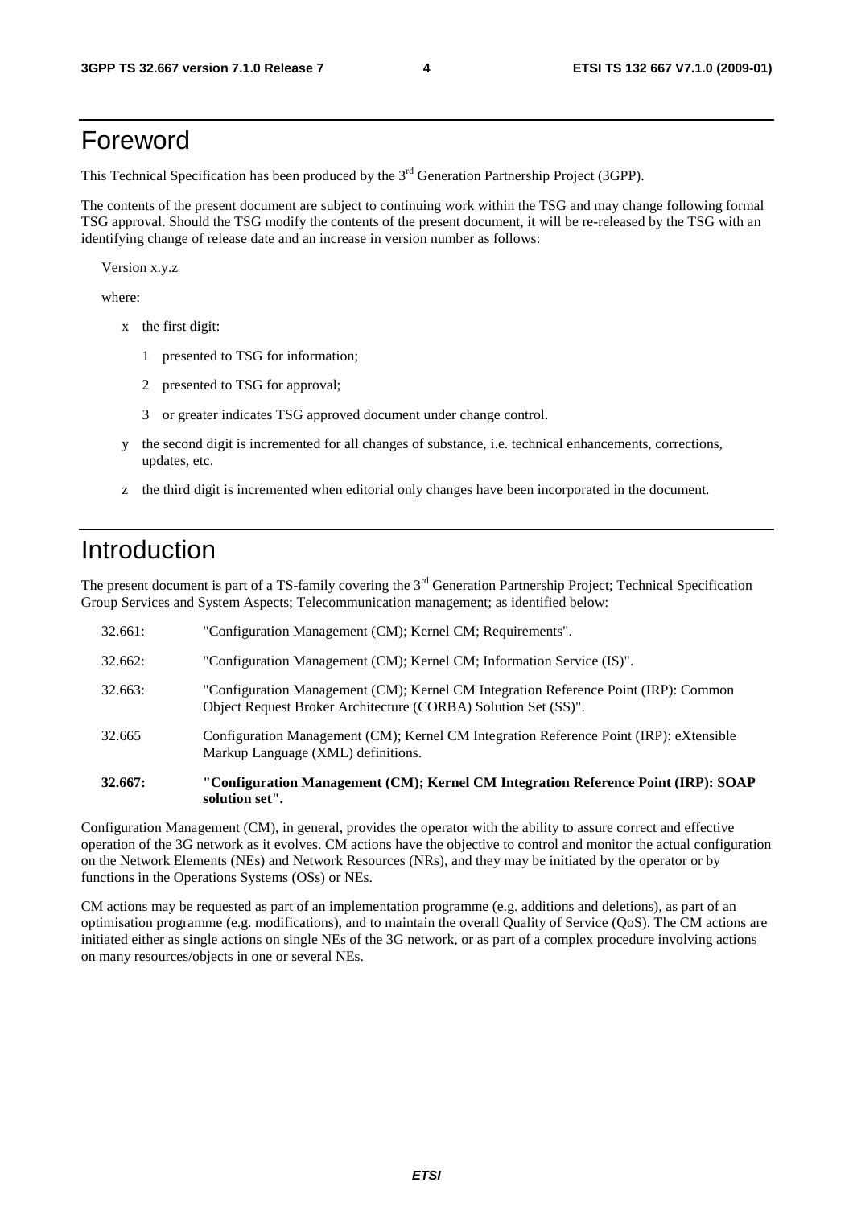# Foreword

This Technical Specification has been produced by the 3rd Generation Partnership Project (3GPP).

The contents of the present document are subject to continuing work within the TSG and may change following formal TSG approval. Should the TSG modify the contents of the present document, it will be re-released by the TSG with an identifying change of release date and an increase in version number as follows:

Version x.y.z

where:

- x the first digit:
  - 1 presented to TSG for information;
  - 2 presented to TSG for approval;
  - 3 or greater indicates TSG approved document under change control.
- y the second digit is incremented for all changes of substance, i.e. technical enhancements, corrections, updates, etc.
- z the third digit is incremented when editorial only changes have been incorporated in the document.

# Introduction

The present document is part of a TS-family covering the 3rd Generation Partnership Project; Technical Specification Group Services and System Aspects; Telecommunication management; as identified below:

| | |
|---|---|
| 32.661: | "Configuration Management (CM); Kernel CM; Requirements". |
| 32.662: | "Configuration Management (CM); Kernel CM; Information Service (IS)". |
| 32.663: | "Configuration Management (CM); Kernel CM Integration Reference Point (IRP): Common Object Request Broker Architecture (CORBA) Solution Set (SS)". |
| 32.665 | Configuration Management (CM); Kernel CM Integration Reference Point (IRP): eXtensible Markup Language (XML) definitions. |
| **32.667:** | **"Configuration Management (CM); Kernel CM Integration Reference Point (IRP): SOAP solution set".** |

Configuration Management (CM), in general, provides the operator with the ability to assure correct and effective operation of the 3G network as it evolves. CM actions have the objective to control and monitor the actual configuration on the Network Elements (NEs) and Network Resources (NRs), and they may be initiated by the operator or by functions in the Operations Systems (OSs) or NEs.

CM actions may be requested as part of an implementation programme (e.g. additions and deletions), as part of an optimisation programme (e.g. modifications), and to maintain the overall Quality of Service (QoS). The CM actions are initiated either as single actions on single NEs of the 3G network, or as part of a complex procedure involving actions on many resources/objects in one or several NEs.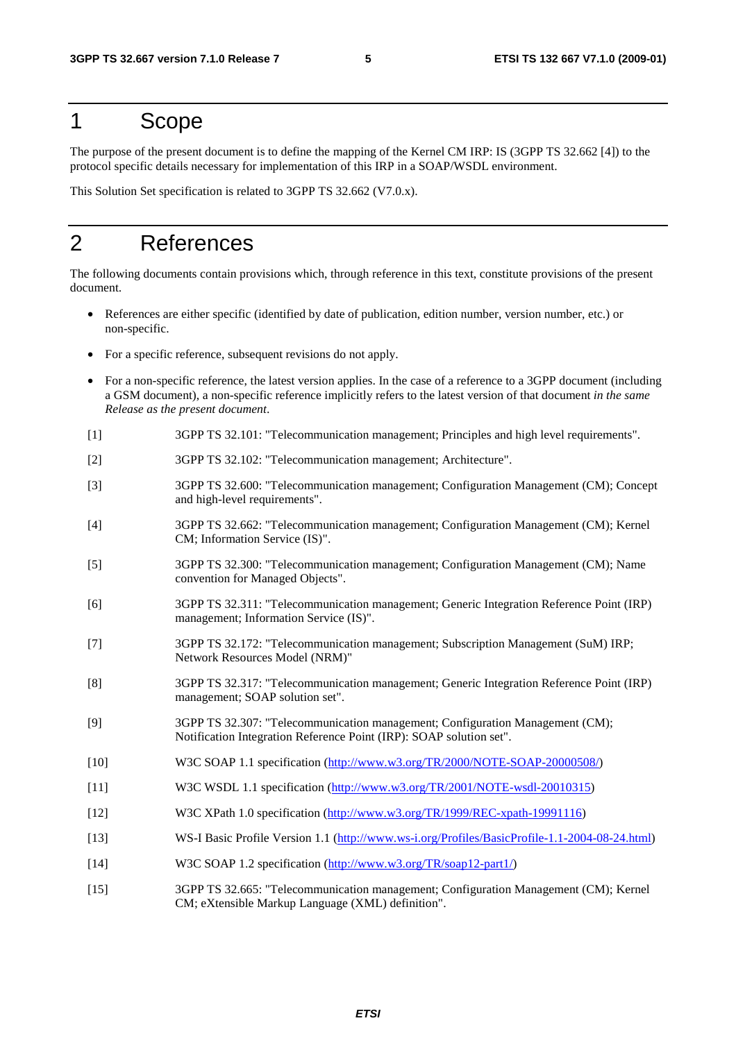# 1 Scope

The purpose of the present document is to define the mapping of the Kernel CM IRP: IS (3GPP TS 32.662 [4]) to the protocol specific details necessary for implementation of this IRP in a SOAP/WSDL environment.

This Solution Set specification is related to 3GPP TS 32.662 (V7.0.x).

# 2 References

The following documents contain provisions which, through reference in this text, constitute provisions of the present document.

- References are either specific (identified by date of publication, edition number, version number, etc.) or non-specific.
- For a specific reference, subsequent revisions do not apply.
- For a non-specific reference, the latest version applies. In the case of a reference to a 3GPP document (including a GSM document), a non-specific reference implicitly refers to the latest version of that document *in the same Release as the present document*.

[1] 3GPP TS 32.101: "Telecommunication management; Principles and high level requirements".

[2] 3GPP TS 32.102: "Telecommunication management; Architecture".

[3] 3GPP TS 32.600: "Telecommunication management; Configuration Management (CM); Concept and high-level requirements".

[4] 3GPP TS 32.662: "Telecommunication management; Configuration Management (CM); Kernel CM; Information Service (IS)".

[5] 3GPP TS 32.300: "Telecommunication management; Configuration Management (CM); Name convention for Managed Objects".

[6] 3GPP TS 32.311: "Telecommunication management; Generic Integration Reference Point (IRP) management; Information Service (IS)".

[7] 3GPP TS 32.172: "Telecommunication management; Subscription Management (SuM) IRP; Network Resources Model (NRM)"

[8] 3GPP TS 32.317: "Telecommunication management; Generic Integration Reference Point (IRP) management; SOAP solution set".

[9] 3GPP TS 32.307: "Telecommunication management; Configuration Management (CM); Notification Integration Reference Point (IRP): SOAP solution set".

[10] W3C SOAP 1.1 specification (http://www.w3.org/TR/2000/NOTE-SOAP-20000508/)

[11] W3C WSDL 1.1 specification (http://www.w3.org/TR/2001/NOTE-wsdl-20010315)

[12] W3C XPath 1.0 specification (http://www.w3.org/TR/1999/REC-xpath-19991116)

[13] WS-I Basic Profile Version 1.1 (http://www.ws-i.org/Profiles/BasicProfile-1.1-2004-08-24.html)

[14] W3C SOAP 1.2 specification (http://www.w3.org/TR/soap12-part1/)

[15] 3GPP TS 32.665: "Telecommunication management; Configuration Management (CM); Kernel CM; eXtensible Markup Language (XML) definition".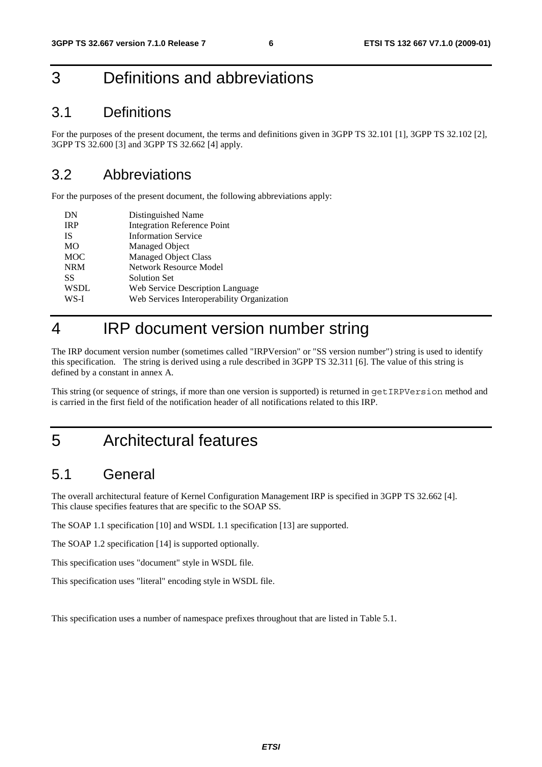# 3 Definitions and abbreviations

## 3.1 Definitions

For the purposes of the present document, the terms and definitions given in 3GPP TS 32.101 [1], 3GPP TS 32.102 [2], 3GPP TS 32.600 [3] and 3GPP TS 32.662 [4] apply.

## 3.2 Abbreviations

For the purposes of the present document, the following abbreviations apply:

| | |
|---|---|
| DN | Distinguished Name |
| IRP | Integration Reference Point |
| IS | Information Service |
| MO | Managed Object |
| MOC | Managed Object Class |
| NRM | Network Resource Model |
| SS | Solution Set |
| WSDL | Web Service Description Language |
| WS-I | Web Services Interoperability Organization |

# 4 IRP document version number string

The IRP document version number (sometimes called "IRPVersion" or "SS version number") string is used to identify this specification. The string is derived using a rule described in 3GPP TS 32.311 [6]. The value of this string is defined by a constant in annex A.

This string (or sequence of strings, if more than one version is supported) is returned in `getIRPVersion` method and is carried in the first field of the notification header of all notifications related to this IRP.

# 5 Architectural features

## 5.1 General

The overall architectural feature of Kernel Configuration Management IRP is specified in 3GPP TS 32.662 [4]. This clause specifies features that are specific to the SOAP SS.

The SOAP 1.1 specification [10] and WSDL 1.1 specification [13] are supported.

The SOAP 1.2 specification [14] is supported optionally.

This specification uses "document" style in WSDL file.

This specification uses "literal" encoding style in WSDL file.

This specification uses a number of namespace prefixes throughout that are listed in Table 5.1.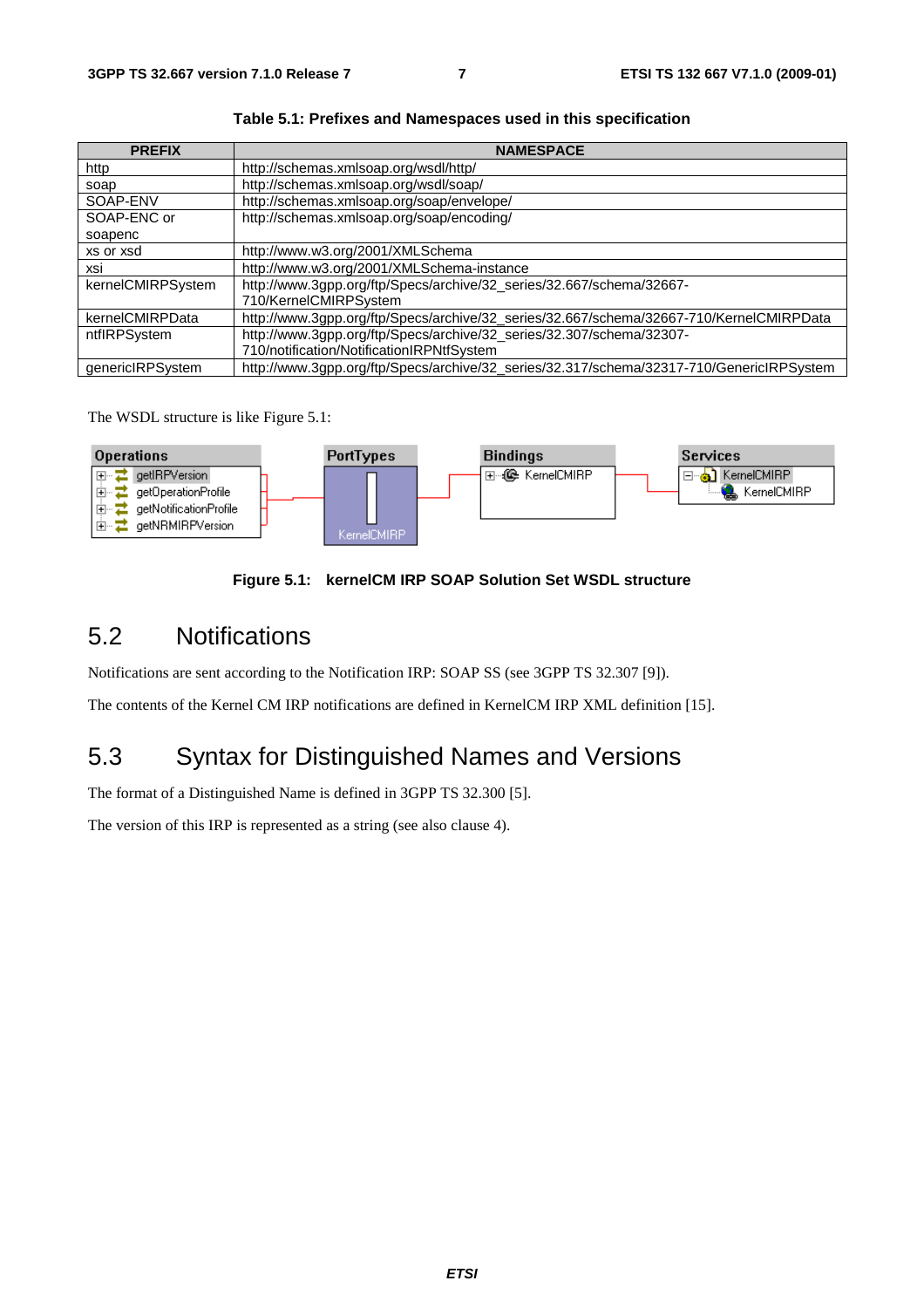**Table 5.1: Prefixes and Namespaces used in this specification**

| PREFIX | NAMESPACE |
| --- | --- |
| http | http://schemas.xmlsoap.org/wsdl/http/ |
| soap | http://schemas.xmlsoap.org/wsdl/soap/ |
| SOAP-ENV | http://schemas.xmlsoap.org/soap/envelope/ |
| SOAP-ENC or soapenc | http://schemas.xmlsoap.org/soap/encoding/ |
| xs or xsd | http://www.w3.org/2001/XMLSchema |
| xsi | http://www.w3.org/2001/XMLSchema-instance |
| kernelCMIRPSystem | http://www.3gpp.org/ftp/Specs/archive/32_series/32.667/schema/32667-710/KernelCMIRPSystem |
| kernelCMIRPData | http://www.3gpp.org/ftp/Specs/archive/32_series/32.667/schema/32667-710/KernelCMIRPData |
| ntfIRPSystem | http://www.3gpp.org/ftp/Specs/archive/32_series/32.307/schema/32307-710/notification/NotificationIRPNtfSystem |
| genericIRPSystem | http://www.3gpp.org/ftp/Specs/archive/32_series/32.317/schema/32317-710/GenericIRPSystem |

The WSDL structure is like Figure 5.1:

| Operations | PortTypes | Bindings | Services |
| --- | --- | --- | --- |
| getIRPVersion<br>getOperationProfile<br>getNotificationProfile<br>getNRMIRPVersion | KernelCMIRP | KernelCMIRP | KernelCMIRP<br>KernelCMIRP |

**Figure 5.1: kernelCM IRP SOAP Solution Set WSDL structure**

## 5.2 Notifications

Notifications are sent according to the Notification IRP: SOAP SS (see 3GPP TS 32.307 [9]).

The contents of the Kernel CM IRP notifications are defined in KernelCM IRP XML definition [15].

## 5.3 Syntax for Distinguished Names and Versions

The format of a Distinguished Name is defined in 3GPP TS 32.300 [5].

The version of this IRP is represented as a string (see also clause 4).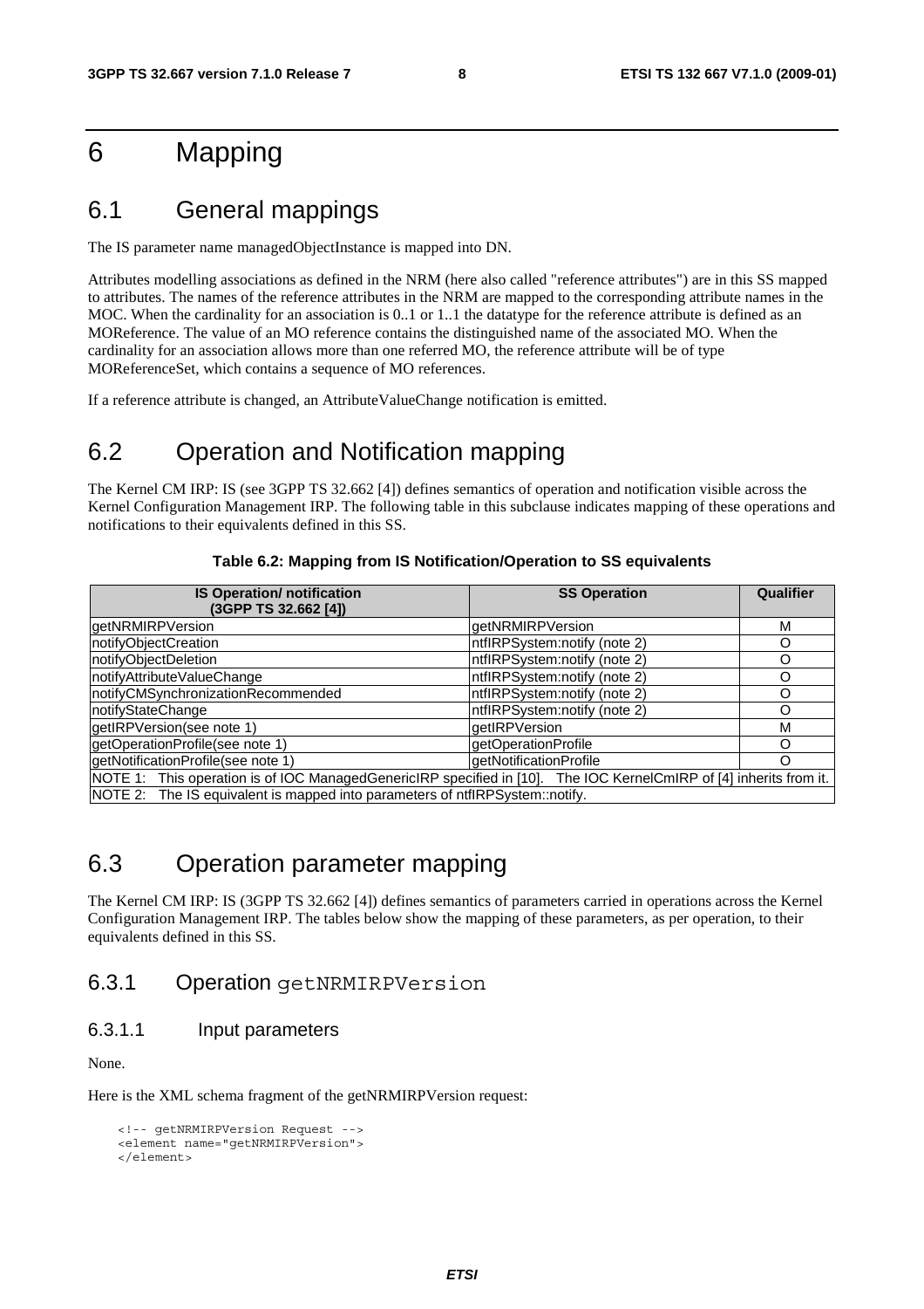# 6 Mapping

## 6.1 General mappings

The IS parameter name managedObjectInstance is mapped into DN.

Attributes modelling associations as defined in the NRM (here also called "reference attributes") are in this SS mapped to attributes. The names of the reference attributes in the NRM are mapped to the corresponding attribute names in the MOC. When the cardinality for an association is 0..1 or 1..1 the datatype for the reference attribute is defined as an MOReference. The value of an MO reference contains the distinguished name of the associated MO. When the cardinality for an association allows more than one referred MO, the reference attribute will be of type MOReferenceSet, which contains a sequence of MO references.

If a reference attribute is changed, an AttributeValueChange notification is emitted.

## 6.2 Operation and Notification mapping

The Kernel CM IRP: IS (see 3GPP TS 32.662 [4]) defines semantics of operation and notification visible across the Kernel Configuration Management IRP. The following table in this subclause indicates mapping of these operations and notifications to their equivalents defined in this SS.

**Table 6.2: Mapping from IS Notification/Operation to SS equivalents**

| IS Operation/ notification (3GPP TS 32.662 [4]) | SS Operation | Qualifier |
|---|---|---|
| getNRMIRPVersion | getNRMIRPVersion | M |
| notifyObjectCreation | ntfIRPSystem:notify (note 2) | O |
| notifyObjectDeletion | ntfIRPSystem:notify (note 2) | O |
| notifyAttributeValueChange | ntfIRPSystem:notify (note 2) | O |
| notifyCMSynchronizationRecommended | ntfIRPSystem:notify (note 2) | O |
| notifyStateChange | ntfIRPSystem:notify (note 2) | O |
| getIRPVersion(see note 1) | getIRPVersion | M |
| getOperationProfile(see note 1) | getOperationProfile | O |
| getNotificationProfile(see note 1) | getNotificationProfile | O |
| NOTE 1: This operation is of IOC ManagedGenericIRP specified in [10]. The IOC KernelCmIRP of [4] inherits from it. | | |
| NOTE 2: The IS equivalent is mapped into parameters of ntfIRPSystem::notify. | | |

## 6.3 Operation parameter mapping

The Kernel CM IRP: IS (3GPP TS 32.662 [4]) defines semantics of parameters carried in operations across the Kernel Configuration Management IRP. The tables below show the mapping of these parameters, as per operation, to their equivalents defined in this SS.

### 6.3.1 Operation `getNRMIRPVersion`

#### 6.3.1.1 Input parameters

None.

Here is the XML schema fragment of the getNRMIRPVersion request:

```
<!-- getNRMIRPVersion Request -->
<element name="getNRMIRPVersion">
</element>
```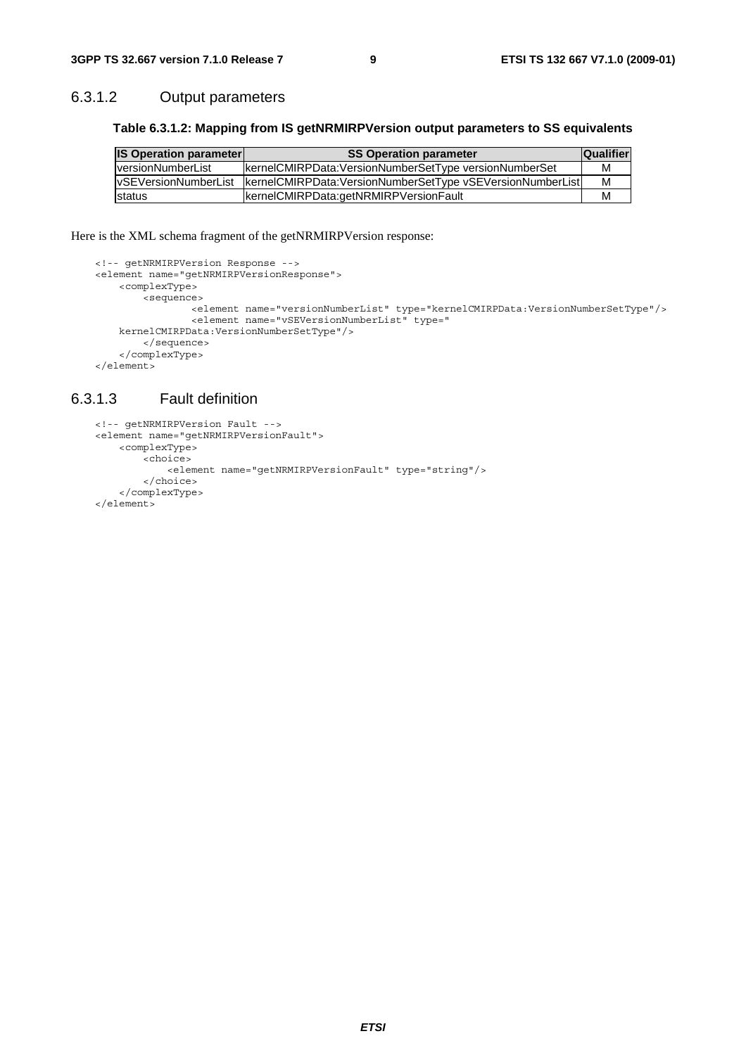### 6.3.1.2 Output parameters

**Table 6.3.1.2: Mapping from IS getNRMIRPVersion output parameters to SS equivalents**

| IS Operation parameter | SS Operation parameter | Qualifier |
|---|---|---|
| versionNumberList | kernelCMIRPData:VersionNumberSetType versionNumberSet | M |
| vSEVersionNumberList | kernelCMIRPData:VersionNumberSetType vSEVersionNumberList | M |
| status | kernelCMIRPData:getNRMIRPVersionFault | M |

Here is the XML schema fragment of the getNRMIRPVersion response:

```
<!-- getNRMIRPVersion Response -->
<element name="getNRMIRPVersionResponse">
    <complexType>
        <sequence>
                <element name="versionNumberList" type="kernelCMIRPData:VersionNumberSetType"/>
                <element name="vSEVersionNumberList" type="
    kernelCMIRPData:VersionNumberSetType"/>
        </sequence>
    </complexType>
</element>
```

### 6.3.1.3 Fault definition

```
<!-- getNRMIRPVersion Fault -->
<element name="getNRMIRPVersionFault">
    <complexType>
        <choice>
            <element name="getNRMIRPVersionFault" type="string"/>
        </choice>
    </complexType>
</element>
```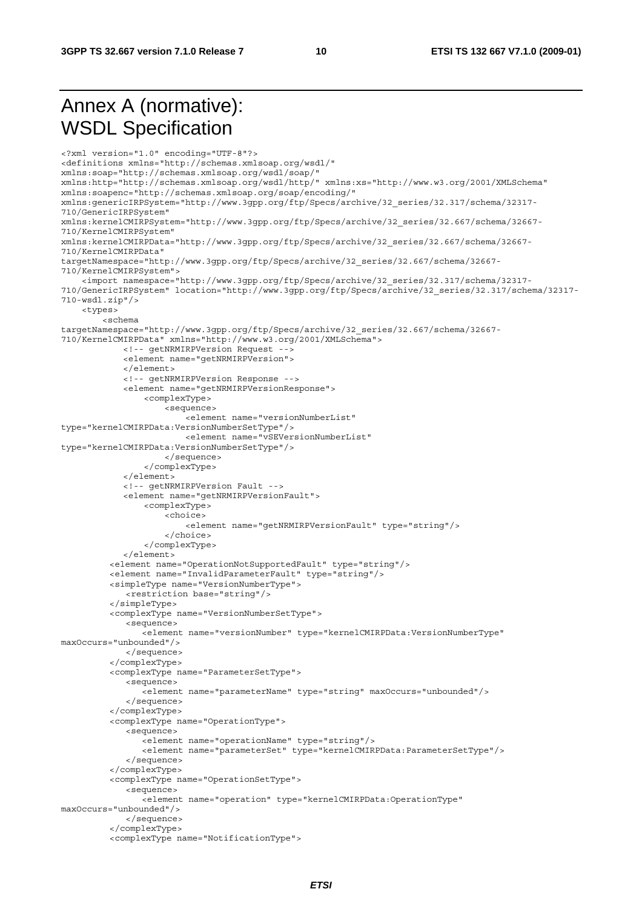# Annex A (normative): WSDL Specification

```
<?xml version="1.0" encoding="UTF-8"?>
<definitions xmlns="http://schemas.xmlsoap.org/wsdl/"
xmlns:soap="http://schemas.xmlsoap.org/wsdl/soap/"
xmlns:http="http://schemas.xmlsoap.org/wsdl/http/" xmlns:xs="http://www.w3.org/2001/XMLSchema"
xmlns:soapenc="http://schemas.xmlsoap.org/soap/encoding/"
xmlns:genericIRPSystem="http://www.3gpp.org/ftp/Specs/archive/32_series/32.317/schema/32317-
710/GenericIRPSystem"
xmlns:kernelCMIRPSystem="http://www.3gpp.org/ftp/Specs/archive/32_series/32.667/schema/32667-
710/KernelCMIRPSystem"
xmlns:kernelCMIRPData="http://www.3gpp.org/ftp/Specs/archive/32_series/32.667/schema/32667-
710/KernelCMIRPData"
targetNamespace="http://www.3gpp.org/ftp/Specs/archive/32_series/32.667/schema/32667-
710/KernelCMIRPSystem">
    <import namespace="http://www.3gpp.org/ftp/Specs/archive/32_series/32.317/schema/32317-
710/GenericIRPSystem" location="http://www.3gpp.org/ftp/Specs/archive/32_series/32.317/schema/32317-
710-wsdl.zip"/>
    <types>
        <schema
targetNamespace="http://www.3gpp.org/ftp/Specs/archive/32_series/32.667/schema/32667-
710/KernelCMIRPData" xmlns="http://www.w3.org/2001/XMLSchema">
            <!-- getNRMIRPVersion Request -->
            <element name="getNRMIRPVersion">
            </element>
            <!-- getNRMIRPVersion Response -->
            <element name="getNRMIRPVersionResponse">
                <complexType>
                    <sequence>
                        <element name="versionNumberList"
type="kernelCMIRPData:VersionNumberSetType"/>
                        <element name="vSEVersionNumberList"
type="kernelCMIRPData:VersionNumberSetType"/>
                    </sequence>
                </complexType>
            </element>
            <!-- getNRMIRPVersion Fault -->
            <element name="getNRMIRPVersionFault">
                <complexType>
                    <choice>
                        <element name="getNRMIRPVersionFault" type="string"/>
                    </choice>
                </complexType>
            </element>
          <element name="OperationNotSupportedFault" type="string"/>
          <element name="InvalidParameterFault" type="string"/>
          <simpleType name="VersionNumberType">
             <restriction base="string"/>
          </simpleType>
          <complexType name="VersionNumberSetType">
             <sequence>
                <element name="versionNumber" type="kernelCMIRPData:VersionNumberType"
maxOccurs="unbounded"/>
             </sequence>
          </complexType>
          <complexType name="ParameterSetType">
             <sequence>
                <element name="parameterName" type="string" maxOccurs="unbounded"/>
             </sequence>
          </complexType>
          <complexType name="OperationType">
             <sequence>
                <element name="operationName" type="string"/>
                <element name="parameterSet" type="kernelCMIRPData:ParameterSetType"/>
             </sequence>
          </complexType>
          <complexType name="OperationSetType">
             <sequence>
                <element name="operation" type="kernelCMIRPData:OperationType"
maxOccurs="unbounded"/>
             </sequence>
          </complexType>
          <complexType name="NotificationType">
```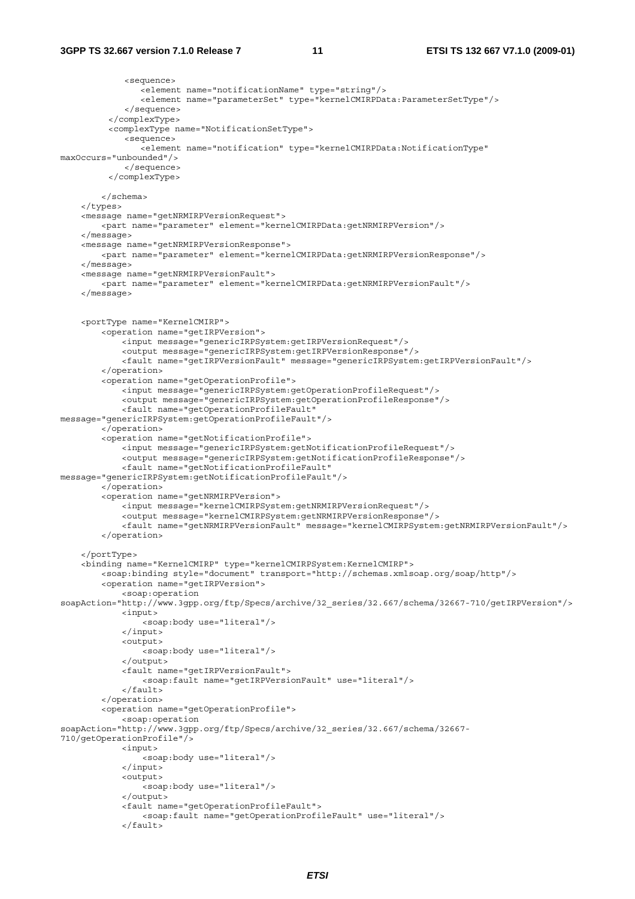```
            <sequence>
               <element name="notificationName" type="string"/>
               <element name="parameterSet" type="kernelCMIRPData:ParameterSetType"/>
            </sequence>
         </complexType>
         <complexType name="NotificationSetType">
            <sequence>
               <element name="notification" type="kernelCMIRPData:NotificationType"
maxOccurs="unbounded"/>
            </sequence>
         </complexType>

      </schema>
   </types>
   <message name="getNRMIRPVersionRequest">
      <part name="parameter" element="kernelCMIRPData:getNRMIRPVersion"/>
   </message>
   <message name="getNRMIRPVersionResponse">
      <part name="parameter" element="kernelCMIRPData:getNRMIRPVersionResponse"/>
   </message>
   <message name="getNRMIRPVersionFault">
      <part name="parameter" element="kernelCMIRPData:getNRMIRPVersionFault"/>
   </message>


   <portType name="KernelCMIRP">
      <operation name="getIRPVersion">
         <input message="genericIRPSystem:getIRPVersionRequest"/>
         <output message="genericIRPSystem:getIRPVersionResponse"/>
         <fault name="getIRPVersionFault" message="genericIRPSystem:getIRPVersionFault"/>
      </operation>
      <operation name="getOperationProfile">
         <input message="genericIRPSystem:getOperationProfileRequest"/>
         <output message="genericIRPSystem:getOperationProfileResponse"/>
         <fault name="getOperationProfileFault"
message="genericIRPSystem:getOperationProfileFault"/>
      </operation>
      <operation name="getNotificationProfile">
         <input message="genericIRPSystem:getNotificationProfileRequest"/>
         <output message="genericIRPSystem:getNotificationProfileResponse"/>
         <fault name="getNotificationProfileFault"
message="genericIRPSystem:getNotificationProfileFault"/>
      </operation>
      <operation name="getNRMIRPVersion">
         <input message="kernelCMIRPSystem:getNRMIRPVersionRequest"/>
         <output message="kernelCMIRPSystem:getNRMIRPVersionResponse"/>
         <fault name="getNRMIRPVersionFault" message="kernelCMIRPSystem:getNRMIRPVersionFault"/>
      </operation>

   </portType>
   <binding name="KernelCMIRP" type="kernelCMIRPSystem:KernelCMIRP">
      <soap:binding style="document" transport="http://schemas.xmlsoap.org/soap/http"/>
      <operation name="getIRPVersion">
         <soap:operation
soapAction="http://www.3gpp.org/ftp/Specs/archive/32_series/32.667/schema/32667-710/getIRPVersion"/>
         <input>
            <soap:body use="literal"/>
         </input>
         <output>
            <soap:body use="literal"/>
         </output>
         <fault name="getIRPVersionFault">
            <soap:fault name="getIRPVersionFault" use="literal"/>
         </fault>
      </operation>
      <operation name="getOperationProfile">
         <soap:operation
soapAction="http://www.3gpp.org/ftp/Specs/archive/32_series/32.667/schema/32667-
710/getOperationProfile"/>
         <input>
            <soap:body use="literal"/>
         </input>
         <output>
            <soap:body use="literal"/>
         </output>
         <fault name="getOperationProfileFault">
            <soap:fault name="getOperationProfileFault" use="literal"/>
         </fault>
```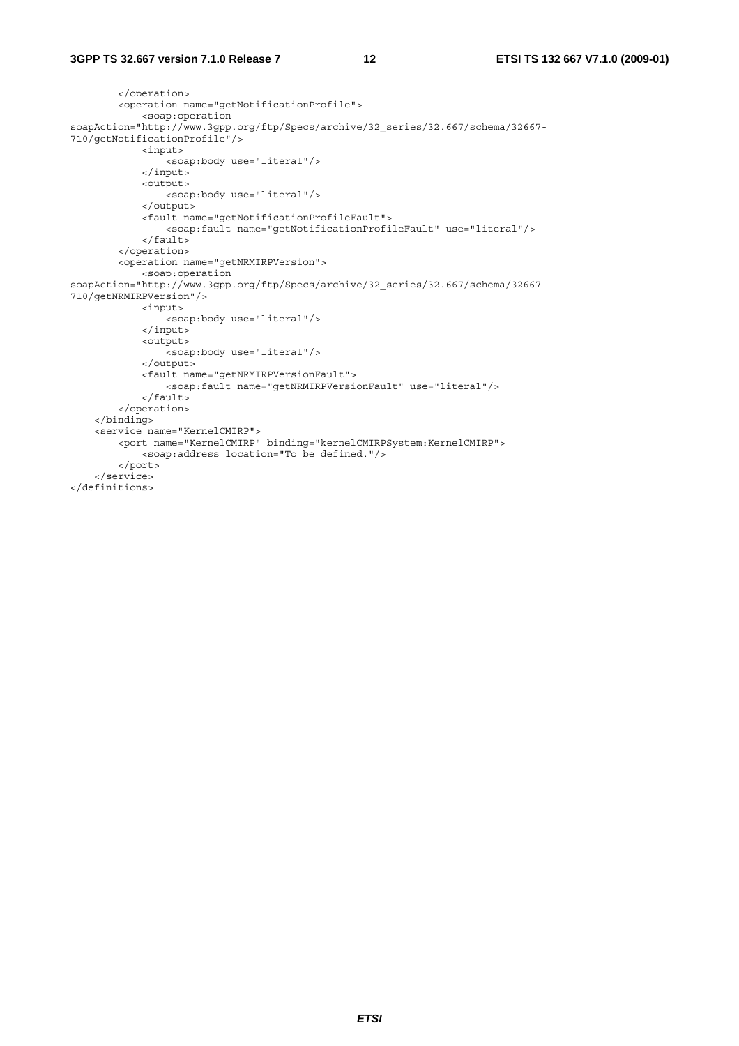```
        </operation>
        <operation name="getNotificationProfile">
            <soap:operation
soapAction="http://www.3gpp.org/ftp/Specs/archive/32_series/32.667/schema/32667-
710/getNotificationProfile"/>
            <input>
                <soap:body use="literal"/>
            </input>
            <output>
                <soap:body use="literal"/>
            </output>
            <fault name="getNotificationProfileFault">
                <soap:fault name="getNotificationProfileFault" use="literal"/>
            </fault>
        </operation>
        <operation name="getNRMIRPVersion">
            <soap:operation
soapAction="http://www.3gpp.org/ftp/Specs/archive/32_series/32.667/schema/32667-
710/getNRMIRPVersion"/>
            <input>
                <soap:body use="literal"/>
            </input>
            <output>
                <soap:body use="literal"/>
            </output>
            <fault name="getNRMIRPVersionFault">
                <soap:fault name="getNRMIRPVersionFault" use="literal"/>
            </fault>
        </operation>
    </binding>
    <service name="KernelCMIRP">
        <port name="KernelCMIRP" binding="kernelCMIRPSystem:KernelCMIRP">
            <soap:address location="To be defined."/>
        </port>
    </service>
</definitions>
```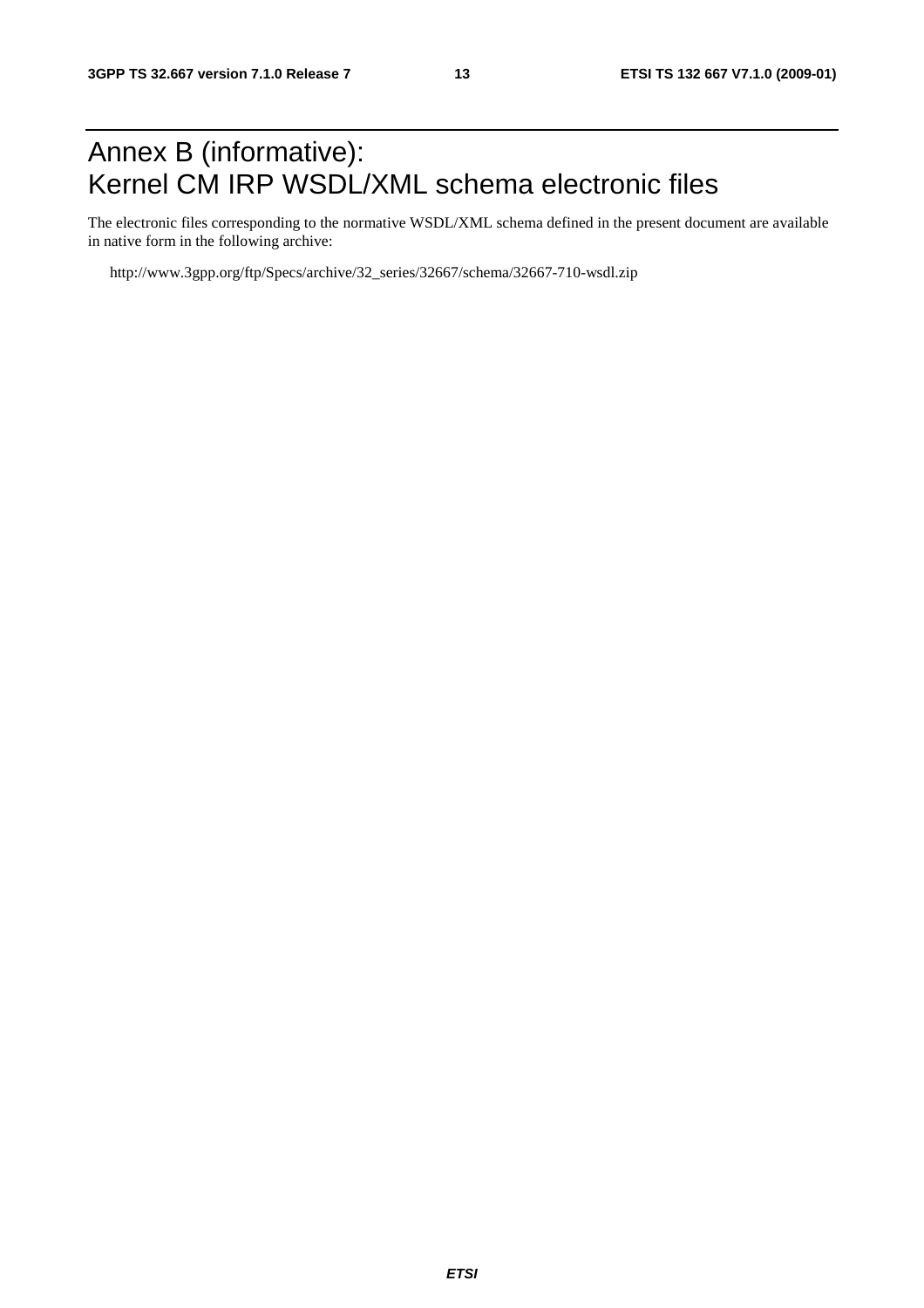# Annex B (informative): Kernel CM IRP WSDL/XML schema electronic files

The electronic files corresponding to the normative WSDL/XML schema defined in the present document are available in native form in the following archive:

http://www.3gpp.org/ftp/Specs/archive/32_series/32667/schema/32667-710-wsdl.zip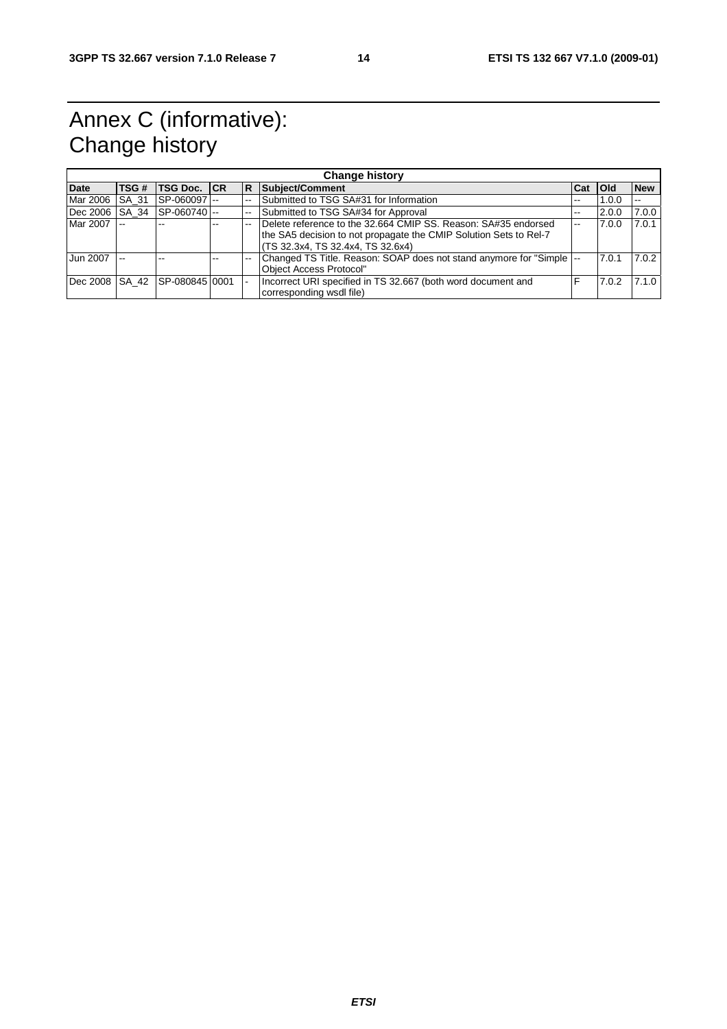# Annex C (informative): Change history

| Change history | | | | | | | | |
|---|---|---|---|---|---|---|---|---|
| **Date** | **TSG #** | **TSG Doc.** | **CR** | **R** | **Subject/Comment** | **Cat** | **Old** | **New** |
| Mar 2006 | SA_31 | SP-060097 | -- | -- | Submitted to TSG SA#31 for Information | -- | 1.0.0 | -- |
| Dec 2006 | SA_34 | SP-060740 | -- | -- | Submitted to TSG SA#34 for Approval | -- | 2.0.0 | 7.0.0 |
| Mar 2007 | -- | -- | -- | -- | Delete reference to the 32.664 CMIP SS. Reason: SA#35 endorsed the SA5 decision to not propagate the CMIP Solution Sets to Rel-7 (TS 32.3x4, TS 32.4x4, TS 32.6x4) | -- | 7.0.0 | 7.0.1 |
| Jun 2007 | -- | -- | -- | -- | Changed TS Title. Reason: SOAP does not stand anymore for "Simple Object Access Protocol" | -- | 7.0.1 | 7.0.2 |
| Dec 2008 | SA_42 | SP-080845 | 0001 | - | Incorrect URI specified in TS 32.667 (both word document and corresponding wsdl file) | F | 7.0.2 | 7.1.0 |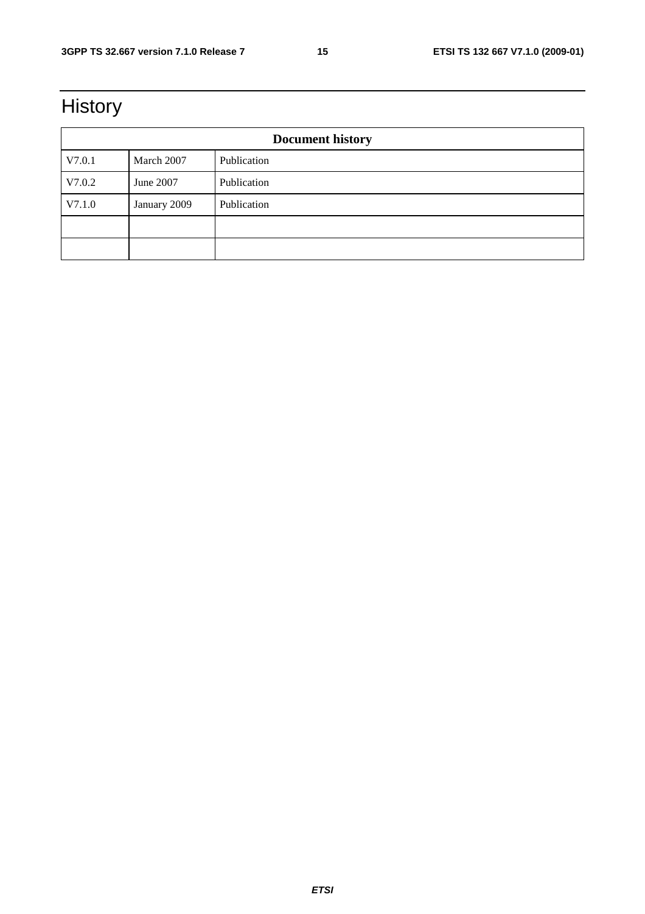# History

| Document history | | |
|---|---|---|
| V7.0.1 | March 2007 | Publication |
| V7.0.2 | June 2007 | Publication |
| V7.1.0 | January 2009 | Publication |
| | | |
| | | |